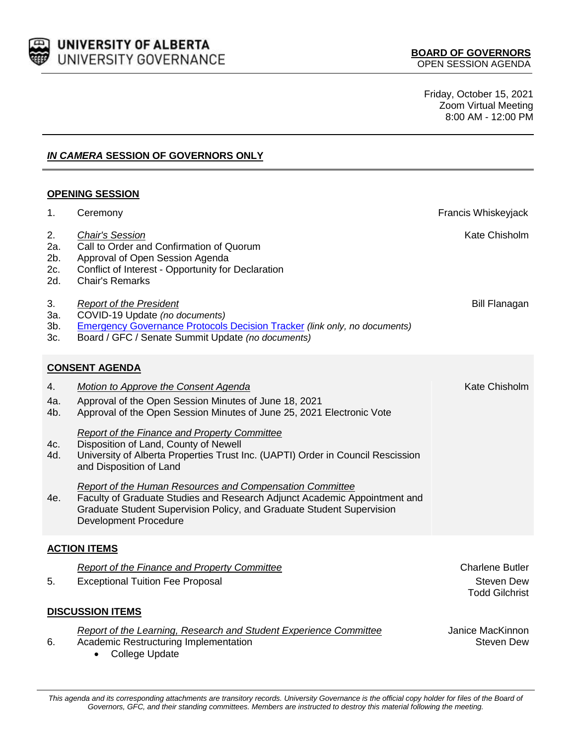**UNIVERSITY OF ALBERTA**
UNIVERSITY GOVERNANCE

**BOARD OF GOVERNORS**
OPEN SESSION AGENDA

Friday, October 15, 2021
Zoom Virtual Meeting
8:00 AM - 12:00 PM

## ***IN CAMERA* SESSION OF GOVERNORS ONLY**

### OPENING SESSION

| | | |
|---|---|---|
| 1. | Ceremony | Francis Whiskeyjack |
| 2. | *Chair's Session* | Kate Chisholm |
| 2a. | Call to Order and Confirmation of Quorum | |
| 2b. | Approval of Open Session Agenda | |
| 2c. | Conflict of Interest - Opportunity for Declaration | |
| 2d. | Chair's Remarks | |
| 3. | *Report of the President* | Bill Flanagan |
| 3a. | COVID-19 Update *(no documents)* | |
| 3b. | Emergency Governance Protocols Decision Tracker *(link only, no documents)* | |
| 3c. | Board / GFC / Senate Summit Update *(no documents)* | |

### CONSENT AGENDA

| | | |
|---|---|---|
| 4. | *Motion to Approve the Consent Agenda* | Kate Chisholm |
| 4a. | Approval of the Open Session Minutes of June 18, 2021 | |
| 4b. | Approval of the Open Session Minutes of June 25, 2021 Electronic Vote | |
| | *Report of the Finance and Property Committee* | |
| 4c. | Disposition of Land, County of Newell | |
| 4d. | University of Alberta Properties Trust Inc. (UAPTI) Order in Council Rescission and Disposition of Land | |
| | *Report of the Human Resources and Compensation Committee* | |
| 4e. | Faculty of Graduate Studies and Research Adjunct Academic Appointment and Graduate Student Supervision Policy, and Graduate Student Supervision Development Procedure | |

### ACTION ITEMS

| | | |
|---|---|---|
| | *Report of the Finance and Property Committee* | Charlene Butler |
| 5. | Exceptional Tuition Fee Proposal | Steven Dew<br>Todd Gilchrist |

### DISCUSSION ITEMS

| | | |
|---|---|---|
| | *Report of the Learning, Research and Student Experience Committee* | Janice MacKinnon |
| 6. | Academic Restructuring Implementation<br>• College Update | Steven Dew |

*This agenda and its corresponding attachments are transitory records. University Governance is the official copy holder for files of the Board of Governors, GFC, and their standing committees. Members are instructed to destroy this material following the meeting.*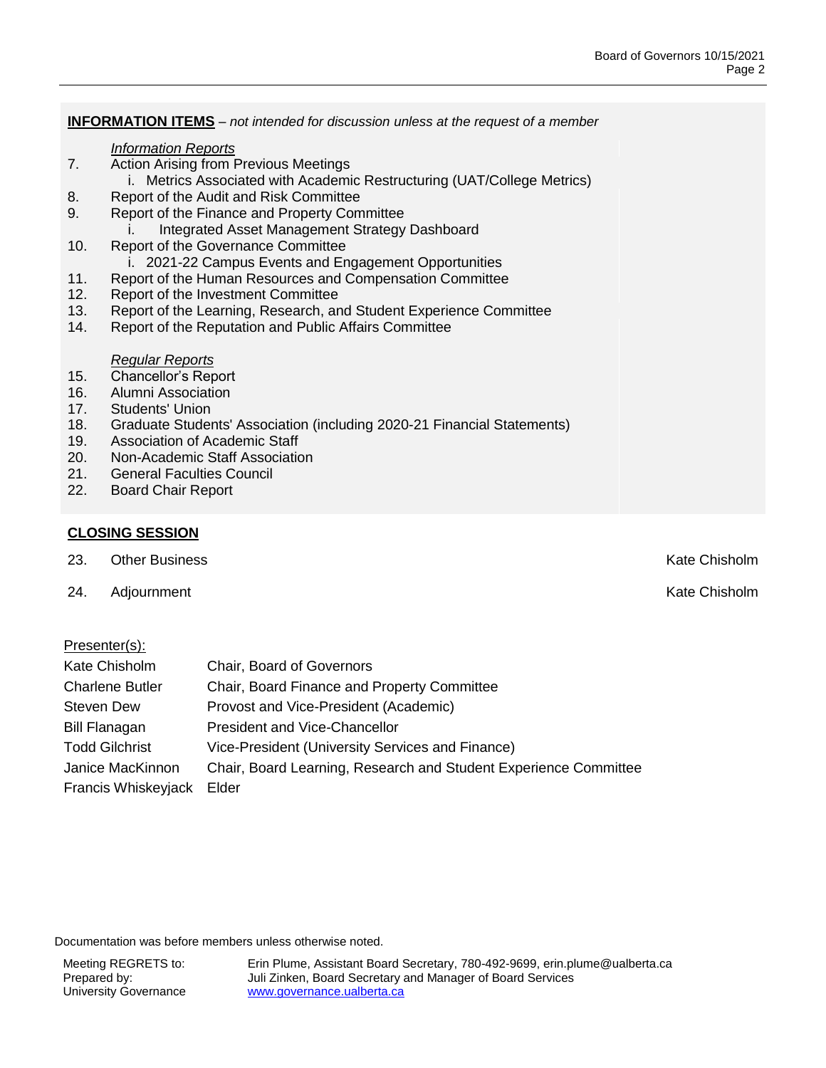**INFORMATION ITEMS** – *not intended for discussion unless at the request of a member*

*Information Reports*

7. Action Arising from Previous Meetings
   i. Metrics Associated with Academic Restructuring (UAT/College Metrics)
8. Report of the Audit and Risk Committee
9. Report of the Finance and Property Committee
   i. Integrated Asset Management Strategy Dashboard
10. Report of the Governance Committee
    i. 2021-22 Campus Events and Engagement Opportunities
11. Report of the Human Resources and Compensation Committee
12. Report of the Investment Committee
13. Report of the Learning, Research, and Student Experience Committee
14. Report of the Reputation and Public Affairs Committee

*Regular Reports*

15. Chancellor's Report
16. Alumni Association
17. Students' Union
18. Graduate Students' Association (including 2020-21 Financial Statements)
19. Association of Academic Staff
20. Non-Academic Staff Association
21. General Faculties Council
22. Board Chair Report

**CLOSING SESSION**

23. Other Business — Kate Chisholm

24. Adjournment — Kate Chisholm

Presenter(s):

| | |
|---|---|
| Kate Chisholm | Chair, Board of Governors |
| Charlene Butler | Chair, Board Finance and Property Committee |
| Steven Dew | Provost and Vice-President (Academic) |
| Bill Flanagan | President and Vice-Chancellor |
| Todd Gilchrist | Vice-President (University Services and Finance) |
| Janice MacKinnon | Chair, Board Learning, Research and Student Experience Committee |
| Francis Whiskeyjack | Elder |

Documentation was before members unless otherwise noted.

| | |
|---|---|
| Meeting REGRETS to: | Erin Plume, Assistant Board Secretary, 780-492-9699, erin.plume@ualberta.ca |
| Prepared by: | Juli Zinken, Board Secretary and Manager of Board Services |
| University Governance | www.governance.ualberta.ca |